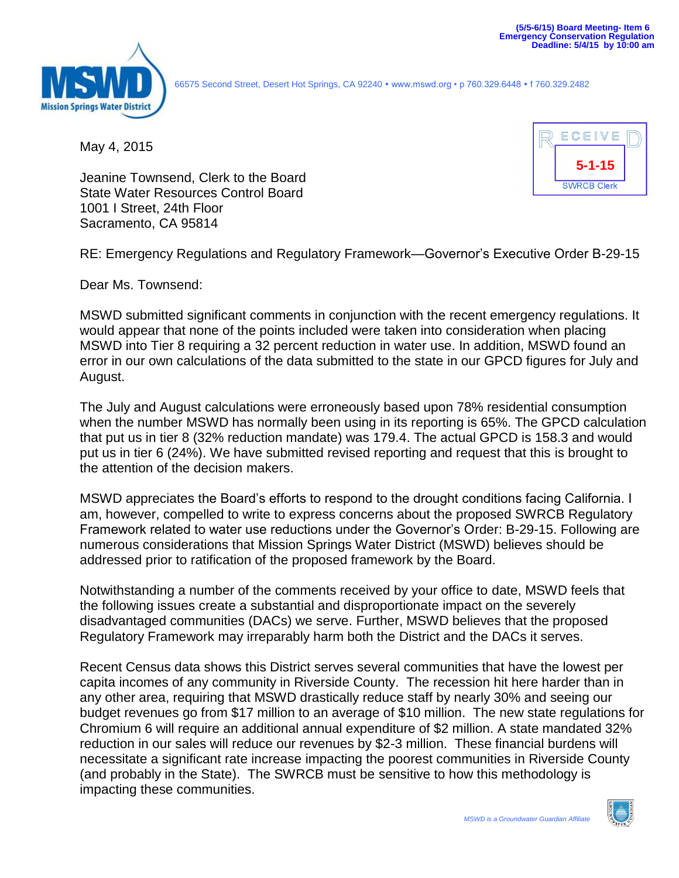(5/5-6/15) Board Meeting- Item 6
Emergency Conservation Regulation
Deadline: 5/4/15 by 10:00 am

**Mission Springs Water District**

66575 Second Street, Desert Hot Springs, CA 92240 • www.mswd.org • p 760.329.6448 • f 760.329.2482

RECEIVED
5-1-15
SWRCB Clerk

May 4, 2015

Jeanine Townsend, Clerk to the Board
State Water Resources Control Board
1001 I Street, 24th Floor
Sacramento, CA 95814

RE: Emergency Regulations and Regulatory Framework—Governor's Executive Order B-29-15

Dear Ms. Townsend:

MSWD submitted significant comments in conjunction with the recent emergency regulations. It would appear that none of the points included were taken into consideration when placing MSWD into Tier 8 requiring a 32 percent reduction in water use. In addition, MSWD found an error in our own calculations of the data submitted to the state in our GPCD figures for July and August.

The July and August calculations were erroneously based upon 78% residential consumption when the number MSWD has normally been using in its reporting is 65%. The GPCD calculation that put us in tier 8 (32% reduction mandate) was 179.4. The actual GPCD is 158.3 and would put us in tier 6 (24%). We have submitted revised reporting and request that this is brought to the attention of the decision makers.

MSWD appreciates the Board's efforts to respond to the drought conditions facing California. I am, however, compelled to write to express concerns about the proposed SWRCB Regulatory Framework related to water use reductions under the Governor's Order: B-29-15. Following are numerous considerations that Mission Springs Water District (MSWD) believes should be addressed prior to ratification of the proposed framework by the Board.

Notwithstanding a number of the comments received by your office to date, MSWD feels that the following issues create a substantial and disproportionate impact on the severely disadvantaged communities (DACs) we serve. Further, MSWD believes that the proposed Regulatory Framework may irreparably harm both the District and the DACs it serves.

Recent Census data shows this District serves several communities that have the lowest per capita incomes of any community in Riverside County. The recession hit here harder than in any other area, requiring that MSWD drastically reduce staff by nearly 30% and seeing our budget revenues go from $17 million to an average of $10 million. The new state regulations for Chromium 6 will require an additional annual expenditure of $2 million. A state mandated 32% reduction in our sales will reduce our revenues by $2-3 million. These financial burdens will necessitate a significant rate increase impacting the poorest communities in Riverside County (and probably in the State). The SWRCB must be sensitive to how this methodology is impacting these communities.

*MSWD is a Groundwater Guardian Affiliate*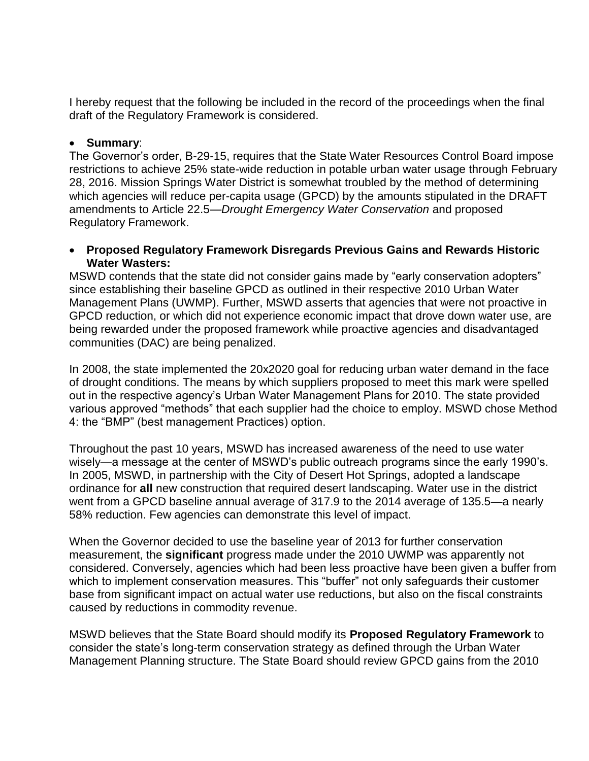I hereby request that the following be included in the record of the proceedings when the final draft of the Regulatory Framework is considered.

- **Summary**:

The Governor's order, B-29-15, requires that the State Water Resources Control Board impose restrictions to achieve 25% state-wide reduction in potable urban water usage through February 28, 2016. Mission Springs Water District is somewhat troubled by the method of determining which agencies will reduce per-capita usage (GPCD) by the amounts stipulated in the DRAFT amendments to Article 22.5—*Drought Emergency Water Conservation* and proposed Regulatory Framework.

- **Proposed Regulatory Framework Disregards Previous Gains and Rewards Historic Water Wasters:**

MSWD contends that the state did not consider gains made by "early conservation adopters" since establishing their baseline GPCD as outlined in their respective 2010 Urban Water Management Plans (UWMP). Further, MSWD asserts that agencies that were not proactive in GPCD reduction, or which did not experience economic impact that drove down water use, are being rewarded under the proposed framework while proactive agencies and disadvantaged communities (DAC) are being penalized.

In 2008, the state implemented the 20x2020 goal for reducing urban water demand in the face of drought conditions. The means by which suppliers proposed to meet this mark were spelled out in the respective agency's Urban Water Management Plans for 2010. The state provided various approved "methods" that each supplier had the choice to employ. MSWD chose Method 4: the "BMP" (best management Practices) option.

Throughout the past 10 years, MSWD has increased awareness of the need to use water wisely—a message at the center of MSWD's public outreach programs since the early 1990's. In 2005, MSWD, in partnership with the City of Desert Hot Springs, adopted a landscape ordinance for **all** new construction that required desert landscaping. Water use in the district went from a GPCD baseline annual average of 317.9 to the 2014 average of 135.5—a nearly 58% reduction. Few agencies can demonstrate this level of impact.

When the Governor decided to use the baseline year of 2013 for further conservation measurement, the **significant** progress made under the 2010 UWMP was apparently not considered. Conversely, agencies which had been less proactive have been given a buffer from which to implement conservation measures. This "buffer" not only safeguards their customer base from significant impact on actual water use reductions, but also on the fiscal constraints caused by reductions in commodity revenue.

MSWD believes that the State Board should modify its **Proposed Regulatory Framework** to consider the state's long-term conservation strategy as defined through the Urban Water Management Planning structure. The State Board should review GPCD gains from the 2010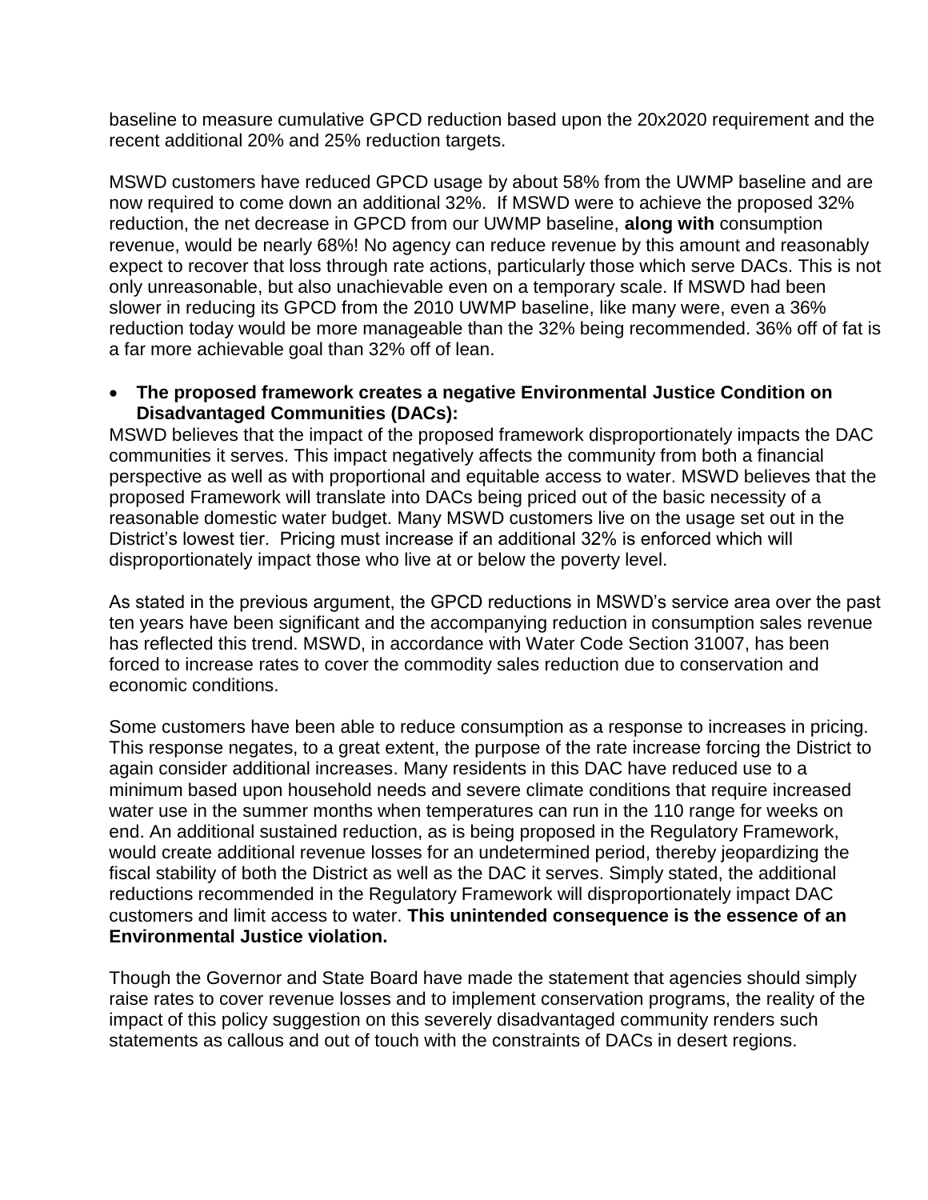baseline to measure cumulative GPCD reduction based upon the 20x2020 requirement and the recent additional 20% and 25% reduction targets.

MSWD customers have reduced GPCD usage by about 58% from the UWMP baseline and are now required to come down an additional 32%. If MSWD were to achieve the proposed 32% reduction, the net decrease in GPCD from our UWMP baseline, **along with** consumption revenue, would be nearly 68%! No agency can reduce revenue by this amount and reasonably expect to recover that loss through rate actions, particularly those which serve DACs. This is not only unreasonable, but also unachievable even on a temporary scale. If MSWD had been slower in reducing its GPCD from the 2010 UWMP baseline, like many were, even a 36% reduction today would be more manageable than the 32% being recommended. 36% off of fat is a far more achievable goal than 32% off of lean.

- **The proposed framework creates a negative Environmental Justice Condition on Disadvantaged Communities (DACs):**

MSWD believes that the impact of the proposed framework disproportionately impacts the DAC communities it serves. This impact negatively affects the community from both a financial perspective as well as with proportional and equitable access to water. MSWD believes that the proposed Framework will translate into DACs being priced out of the basic necessity of a reasonable domestic water budget. Many MSWD customers live on the usage set out in the District's lowest tier. Pricing must increase if an additional 32% is enforced which will disproportionately impact those who live at or below the poverty level.

As stated in the previous argument, the GPCD reductions in MSWD's service area over the past ten years have been significant and the accompanying reduction in consumption sales revenue has reflected this trend. MSWD, in accordance with Water Code Section 31007, has been forced to increase rates to cover the commodity sales reduction due to conservation and economic conditions.

Some customers have been able to reduce consumption as a response to increases in pricing. This response negates, to a great extent, the purpose of the rate increase forcing the District to again consider additional increases. Many residents in this DAC have reduced use to a minimum based upon household needs and severe climate conditions that require increased water use in the summer months when temperatures can run in the 110 range for weeks on end. An additional sustained reduction, as is being proposed in the Regulatory Framework, would create additional revenue losses for an undetermined period, thereby jeopardizing the fiscal stability of both the District as well as the DAC it serves. Simply stated, the additional reductions recommended in the Regulatory Framework will disproportionately impact DAC customers and limit access to water. **This unintended consequence is the essence of an Environmental Justice violation.**

Though the Governor and State Board have made the statement that agencies should simply raise rates to cover revenue losses and to implement conservation programs, the reality of the impact of this policy suggestion on this severely disadvantaged community renders such statements as callous and out of touch with the constraints of DACs in desert regions.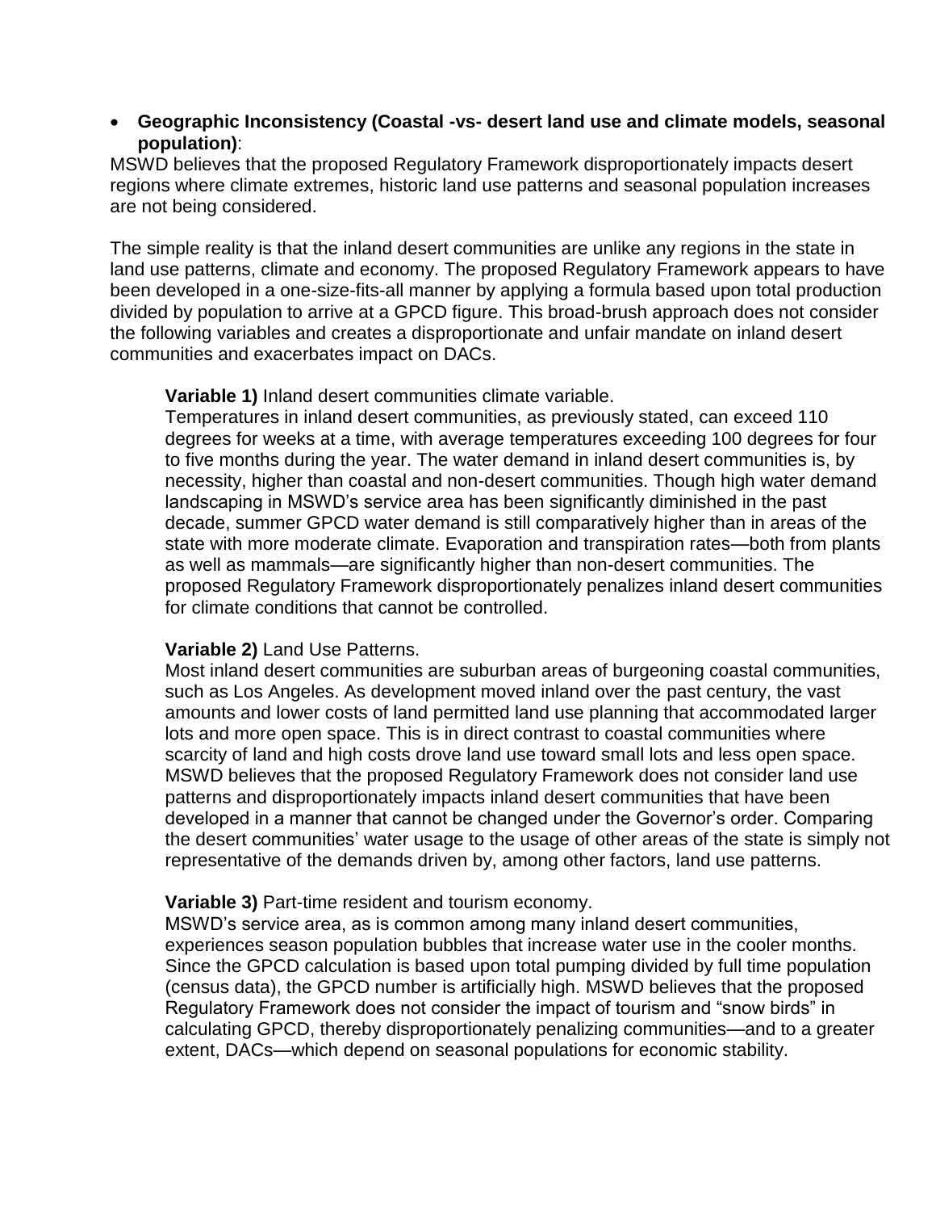- **Geographic Inconsistency (Coastal -vs- desert land use and climate models, seasonal population)**:

MSWD believes that the proposed Regulatory Framework disproportionately impacts desert regions where climate extremes, historic land use patterns and seasonal population increases are not being considered.

The simple reality is that the inland desert communities are unlike any regions in the state in land use patterns, climate and economy. The proposed Regulatory Framework appears to have been developed in a one-size-fits-all manner by applying a formula based upon total production divided by population to arrive at a GPCD figure. This broad-brush approach does not consider the following variables and creates a disproportionate and unfair mandate on inland desert communities and exacerbates impact on DACs.

**Variable 1)** Inland desert communities climate variable.
Temperatures in inland desert communities, as previously stated, can exceed 110 degrees for weeks at a time, with average temperatures exceeding 100 degrees for four to five months during the year. The water demand in inland desert communities is, by necessity, higher than coastal and non-desert communities. Though high water demand landscaping in MSWD's service area has been significantly diminished in the past decade, summer GPCD water demand is still comparatively higher than in areas of the state with more moderate climate. Evaporation and transpiration rates—both from plants as well as mammals—are significantly higher than non-desert communities. The proposed Regulatory Framework disproportionately penalizes inland desert communities for climate conditions that cannot be controlled.

**Variable 2)** Land Use Patterns.
Most inland desert communities are suburban areas of burgeoning coastal communities, such as Los Angeles. As development moved inland over the past century, the vast amounts and lower costs of land permitted land use planning that accommodated larger lots and more open space. This is in direct contrast to coastal communities where scarcity of land and high costs drove land use toward small lots and less open space. MSWD believes that the proposed Regulatory Framework does not consider land use patterns and disproportionately impacts inland desert communities that have been developed in a manner that cannot be changed under the Governor's order. Comparing the desert communities' water usage to the usage of other areas of the state is simply not representative of the demands driven by, among other factors, land use patterns.

**Variable 3)** Part-time resident and tourism economy.
MSWD's service area, as is common among many inland desert communities, experiences season population bubbles that increase water use in the cooler months. Since the GPCD calculation is based upon total pumping divided by full time population (census data), the GPCD number is artificially high. MSWD believes that the proposed Regulatory Framework does not consider the impact of tourism and "snow birds" in calculating GPCD, thereby disproportionately penalizing communities—and to a greater extent, DACs—which depend on seasonal populations for economic stability.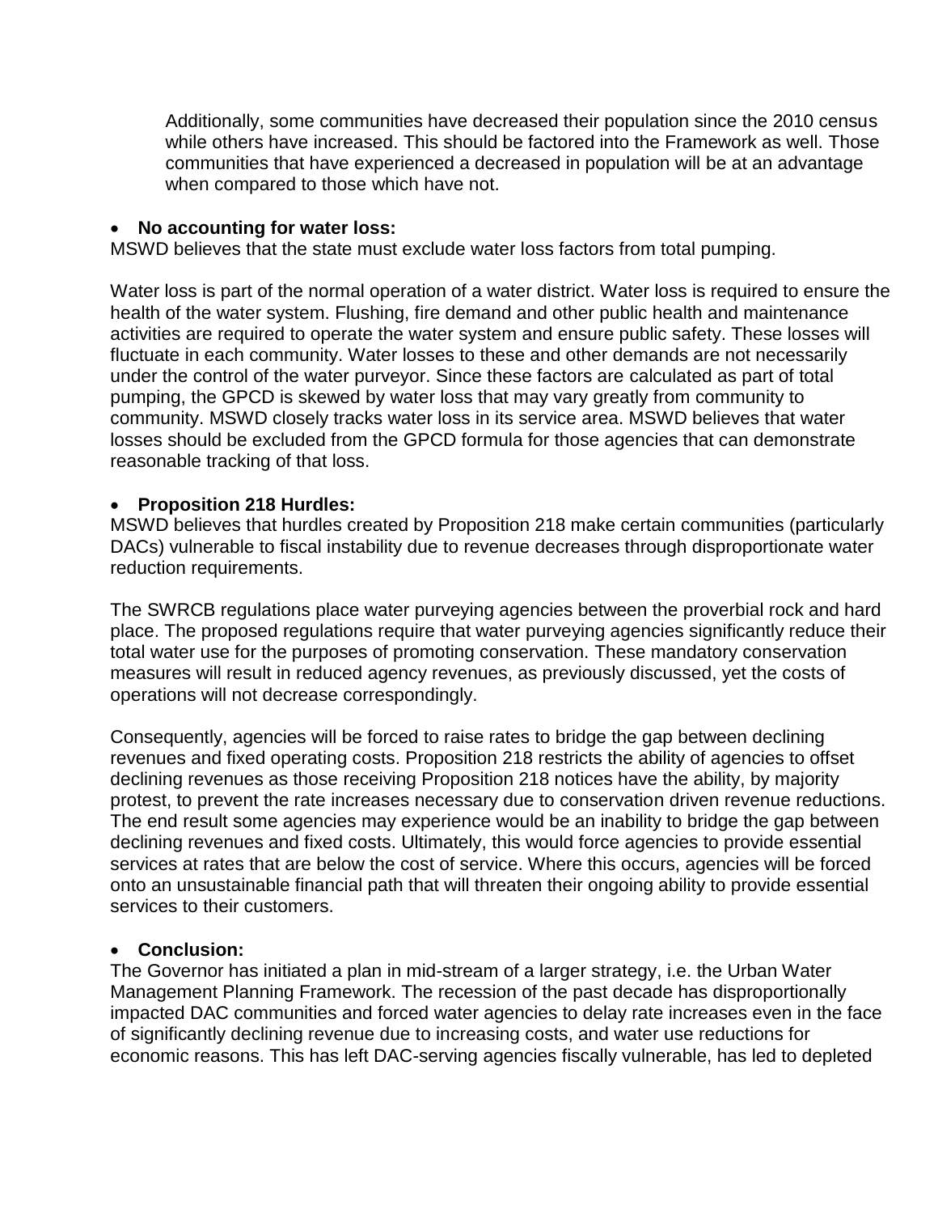Additionally, some communities have decreased their population since the 2010 census while others have increased. This should be factored into the Framework as well. Those communities that have experienced a decreased in population will be at an advantage when compared to those which have not.

- **No accounting for water loss:**

MSWD believes that the state must exclude water loss factors from total pumping.

Water loss is part of the normal operation of a water district. Water loss is required to ensure the health of the water system. Flushing, fire demand and other public health and maintenance activities are required to operate the water system and ensure public safety. These losses will fluctuate in each community. Water losses to these and other demands are not necessarily under the control of the water purveyor. Since these factors are calculated as part of total pumping, the GPCD is skewed by water loss that may vary greatly from community to community. MSWD closely tracks water loss in its service area. MSWD believes that water losses should be excluded from the GPCD formula for those agencies that can demonstrate reasonable tracking of that loss.

- **Proposition 218 Hurdles:**

MSWD believes that hurdles created by Proposition 218 make certain communities (particularly DACs) vulnerable to fiscal instability due to revenue decreases through disproportionate water reduction requirements.

The SWRCB regulations place water purveying agencies between the proverbial rock and hard place. The proposed regulations require that water purveying agencies significantly reduce their total water use for the purposes of promoting conservation. These mandatory conservation measures will result in reduced agency revenues, as previously discussed, yet the costs of operations will not decrease correspondingly.

Consequently, agencies will be forced to raise rates to bridge the gap between declining revenues and fixed operating costs. Proposition 218 restricts the ability of agencies to offset declining revenues as those receiving Proposition 218 notices have the ability, by majority protest, to prevent the rate increases necessary due to conservation driven revenue reductions. The end result some agencies may experience would be an inability to bridge the gap between declining revenues and fixed costs. Ultimately, this would force agencies to provide essential services at rates that are below the cost of service. Where this occurs, agencies will be forced onto an unsustainable financial path that will threaten their ongoing ability to provide essential services to their customers.

- **Conclusion:**

The Governor has initiated a plan in mid-stream of a larger strategy, i.e. the Urban Water Management Planning Framework. The recession of the past decade has disproportionally impacted DAC communities and forced water agencies to delay rate increases even in the face of significantly declining revenue due to increasing costs, and water use reductions for economic reasons. This has left DAC-serving agencies fiscally vulnerable, has led to depleted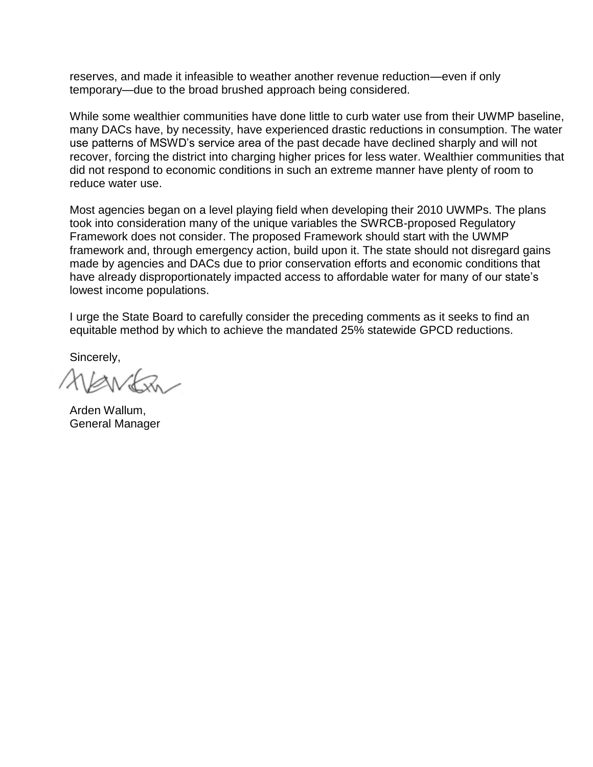reserves, and made it infeasible to weather another revenue reduction—even if only temporary—due to the broad brushed approach being considered.

While some wealthier communities have done little to curb water use from their UWMP baseline, many DACs have, by necessity, have experienced drastic reductions in consumption. The water use patterns of MSWD's service area of the past decade have declined sharply and will not recover, forcing the district into charging higher prices for less water. Wealthier communities that did not respond to economic conditions in such an extreme manner have plenty of room to reduce water use.

Most agencies began on a level playing field when developing their 2010 UWMPs. The plans took into consideration many of the unique variables the SWRCB-proposed Regulatory Framework does not consider. The proposed Framework should start with the UWMP framework and, through emergency action, build upon it. The state should not disregard gains made by agencies and DACs due to prior conservation efforts and economic conditions that have already disproportionately impacted access to affordable water for many of our state's lowest income populations.

I urge the State Board to carefully consider the preceding comments as it seeks to find an equitable method by which to achieve the mandated 25% statewide GPCD reductions.

Sincerely,

Arden Wallum,
General Manager